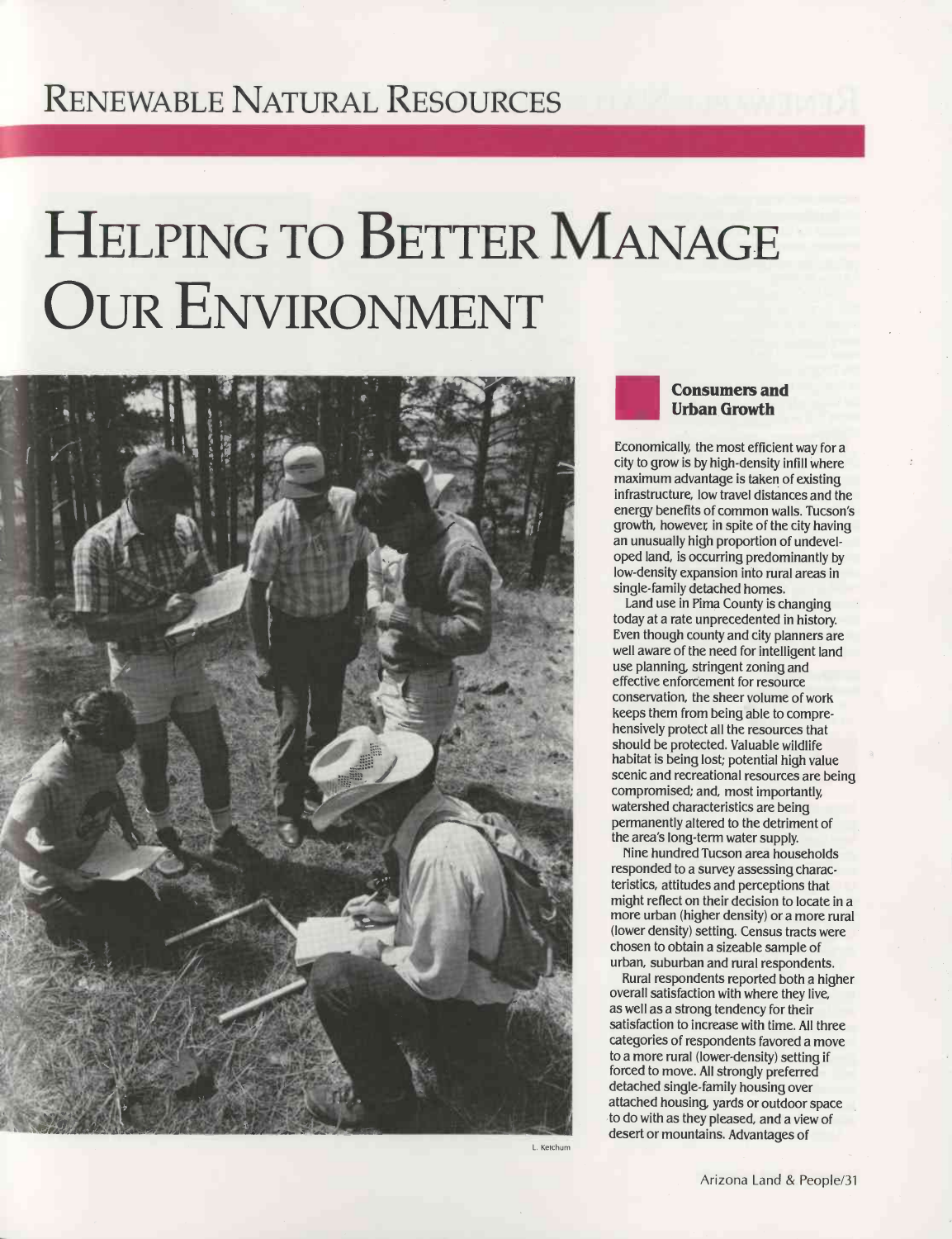# Renewable Natural Resources

# Helping to Better Manage Our Environment

L. Ketchum

## Consumers and Urban Growth

Economically, the most efficient way for a city to grow is by high-density infill where maximum advantage is taken of existing infrastructure, low travel distances and the energy benefits of common walls. Tucson's growth, however, in spite of the city having an unusually high proportion of undeveloped land, is occurring predominantly by low-density expansion into rural areas in single-family detached homes.

Land use in Pima County is changing today at a rate unprecedented in history. Even though county and city planners are well aware of the need for intelligent land use planning, stringent zoning and effective enforcement for resource conservation, the sheer volume of work keeps them from being able to comprehensively protect all the resources that should be protected. Valuable wildlife habitat is being lost; potential high value scenic and recreational resources are being compromised; and, most importantly, watershed characteristics are being permanently altered to the detriment of the area's long-term water supply.

Nine hundred Tucson area households responded to a survey assessing characteristics, attitudes and perceptions that might reflect on their decision to locate in a more urban (higher density) or a more rural (lower density) setting. Census tracts were chosen to obtain a sizeable sample of urban, suburban and rural respondents.

Rural respondents reported both a higher overall satisfaction with where they live, as well as a strong tendency for their satisfaction to increase with time. All three categories of respondents favored a move to a more rural (lower-density) setting if forced to move. All strongly preferred detached single-family housing over attached housing, yards or outdoor space to do with as they pleased, and a view of desert or mountains. Advantages of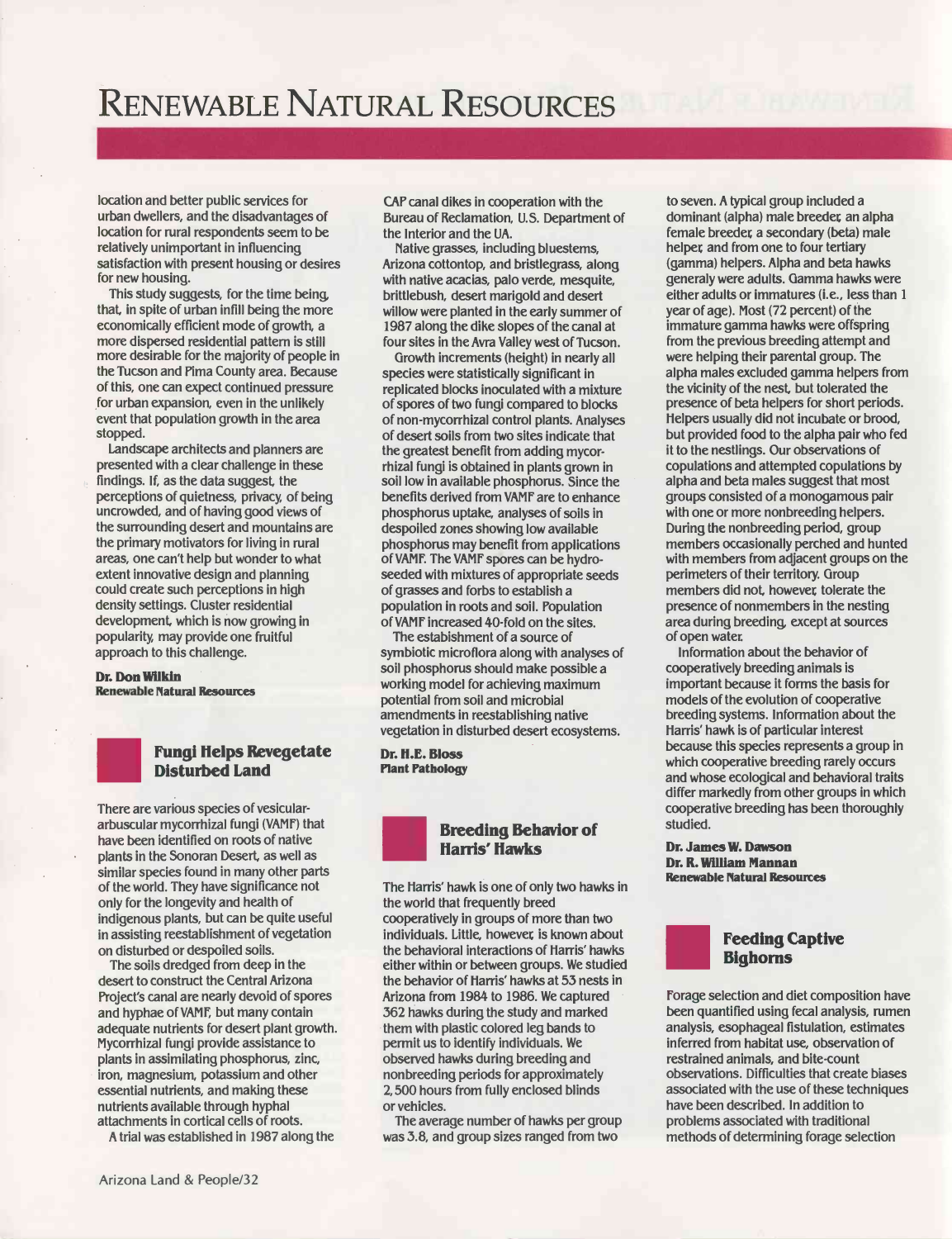# Renewable Natural Resources

location and better public services for urban dwellers, and the disadvantages of location for rural respondents seem to be relatively unimportant in influencing satisfaction with present housing or desires for new housing.

This study suggests, for the time being, that, in spite of urban infill being the more economically efficient mode of growth, a more dispersed residential pattern is still more desirable for the majority of people in the Tucson and Pima County area. Because of this, one can expect continued pressure for urban expansion, even in the unlikely event that population growth in the area stopped.

Landscape architects and planners are presented with a clear challenge in these findings. If, as the data suggest, the perceptions of quietness, privacy, of being uncrowded, and of having good views of the surrounding desert and mountains are the primary motivators for living in rural areas, one can't help but wonder to what extent innovative design and planning could create such perceptions in high density settings. Cluster residential development, which is now growing in popularity, may provide one fruitful approach to this challenge.

**Dr. Don Wilkin**
**Renewable Natural Resources**

## Fungi Helps Revegetate Disturbed Land

There are various species of vesicular-arbuscular mycorrhizal fungi (VAMF) that have been identified on roots of native plants in the Sonoran Desert, as well as similar species found in many other parts of the world. They have significance not only for the longevity and health of indigenous plants, but can be quite useful in assisting reestablishment of vegetation on disturbed or despoiled soils.

The soils dredged from deep in the desert to construct the Central Arizona Project's canal are nearly devoid of spores and hyphae of VAMF, but many contain adequate nutrients for desert plant growth. Mycorrhizal fungi provide assistance to plants in assimilating phosphorus, zinc, iron, magnesium, potassium and other essential nutrients, and making these nutrients available through hyphal attachments in cortical cells of roots.

A trial was established in 1987 along the CAP canal dikes in cooperation with the Bureau of Reclamation, U.S. Department of the Interior and the UA.

Native grasses, including bluestems, Arizona cottontop, and bristlegrass, along with native acacias, palo verde, mesquite, brittlebush, desert marigold and desert willow were planted in the early summer of 1987 along the dike slopes of the canal at four sites in the Avra Valley west of Tucson.

Growth increments (height) in nearly all species were statistically significant in replicated blocks inoculated with a mixture of spores of two fungi compared to blocks of non-mycorrhizal control plants. Analyses of desert soils from two sites indicate that the greatest benefit from adding mycorrhizal fungi is obtained in plants grown in soil low in available phosphorus. Since the benefits derived from VAMF are to enhance phosphorus uptake, analyses of soils in despoiled zones showing low available phosphorus may benefit from applications of VAMF. The VAMF spores can be hydroseeded with mixtures of appropriate seeds of grasses and forbs to establish a population in roots and soil. Population of VAMF increased 40-fold on the sites.

The estabishment of a source of symbiotic microflora along with analyses of soil phosphorus should make possible a working model for achieving maximum potential from soil and microbial amendments in reestablishing native vegetation in disturbed desert ecosystems.

**Dr. H.E. Bloss**
**Plant Pathology**

## Breeding Behavior of Harris' Hawks

The Harris' hawk is one of only two hawks in the world that frequently breed cooperatively in groups of more than two individuals. Little, however, is known about the behavioral interactions of Harris' hawks either within or between groups. We studied the behavior of Harris' hawks at 53 nests in Arizona from 1984 to 1986. We captured 362 hawks during the study and marked them with plastic colored leg bands to permit us to identify individuals. We observed hawks during breeding and nonbreeding periods for approximately 2,500 hours from fully enclosed blinds or vehicles.

The average number of hawks per group was 3.8, and group sizes ranged from two to seven. A typical group included a dominant (alpha) male breeder, an alpha female breeder, a secondary (beta) male helper, and from one to four tertiary (gamma) helpers. Alpha and beta hawks generaly were adults. Gamma hawks were either adults or immatures (i.e., less than 1 year of age). Most (72 percent) of the immature gamma hawks were offspring from the previous breeding attempt and were helping their parental group. The alpha males excluded gamma helpers from the vicinity of the nest, but tolerated the presence of beta helpers for short periods. Helpers usually did not incubate or brood, but provided food to the alpha pair who fed it to the nestlings. Our observations of copulations and attempted copulations by alpha and beta males suggest that most groups consisted of a monogamous pair with one or more nonbreeding helpers. During the nonbreeding period, group members occasionally perched and hunted with members from adjacent groups on the perimeters of their territory. Group members did not, however, tolerate the presence of nonmembers in the nesting area during breeding, except at sources of open water.

Information about the behavior of cooperatively breeding animals is important because it forms the basis for models of the evolution of cooperative breeding systems. Information about the Harris' hawk is of particular interest because this species represents a group in which cooperative breeding rarely occurs and whose ecological and behavioral traits differ markedly from other groups in which cooperative breeding has been thoroughly studied.

**Dr. James W. Dawson**
**Dr. R. William Mannan**
**Renewable Natural Resources**

## Feeding Captive Bighorns

Forage selection and diet composition have been quantified using fecal analysis, rumen analysis, esophageal fistulation, estimates inferred from habitat use, observation of restrained animals, and bite-count observations. Difficulties that create biases associated with the use of these techniques have been described. In addition to problems associated with traditional methods of determining forage selection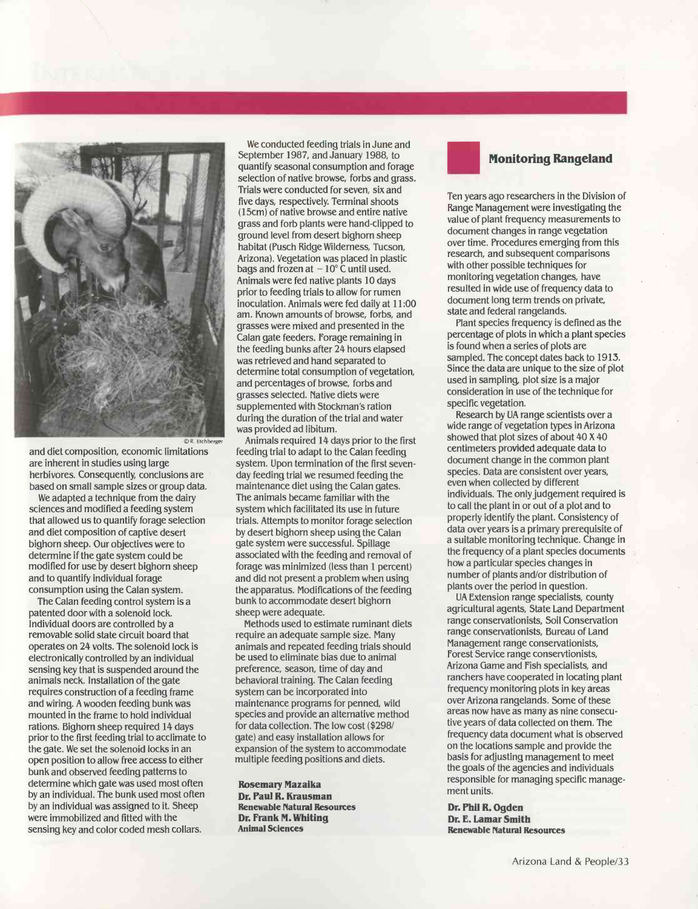and diet composition, economic limitations are inherent in studies using large herbivores. Consequently, conclusions are based on small sample sizes or group data.

We adapted a technique from the dairy sciences and modified a feeding system that allowed us to quantify forage selection and diet composition of captive desert bighorn sheep. Our objectives were to determine if the gate system could be modified for use by desert bighorn sheep and to quantify individual forage consumption using the Calan system.

The Calan feeding control system is a patented door with a solenoid lock. Individual doors are controlled by a removable solid state circuit board that operates on 24 volts. The solenoid lock is electronically controlled by an individual sensing key that is suspended around the animals neck. Installation of the gate requires construction of a feeding frame and wiring. A wooden feeding bunk was mounted in the frame to hold individual rations. Bighorn sheep required 14 days prior to the first feeding trial to acclimate to the gate. We set the solenoid locks in an open position to allow free access to either bunk and observed feeding patterns to determine which gate was used most often by an individual. The bunk used most often by an individual was assigned to it. Sheep were immobilized and fitted with the sensing key and color coded mesh collars.

We conducted feeding trials in June and September 1987, and January 1988, to quantify seasonal consumption and forage selection of native browse, forbs and grass. Trials were conducted for seven, six and five days, respectively. Terminal shoots (15cm) of native browse and entire native grass and forb plants were hand-clipped to ground level from desert bighorn sheep habitat (Pusch Ridge Wilderness, Tucson, Arizona). Vegetation was placed in plastic bags and frozen at $-10°$ C until used. Animals were fed native plants 10 days prior to feeding trials to allow for rumen inoculation. Animals were fed daily at 11:00 am. Known amounts of browse, forbs, and grasses were mixed and presented in the Calan gate feeders. Forage remaining in the feeding bunks after 24 hours elapsed was retrieved and hand separated to determine total consumption of vegetation, and percentages of browse, forbs and grasses selected. Native diets were supplemented with Stockman's ration during the duration of the trial and water was provided ad libitum.

Animals required 14 days prior to the first feeding trial to adapt to the Calan feeding system. Upon termination of the first seven-day feeding trial we resumed feeding the maintenance diet using the Calan gates. The animals became familiar with the system which facilitated its use in future trials. Attempts to monitor forage selection by desert bighorn sheep using the Calan gate system were successful. Spillage associated with the feeding and removal of forage was minimized (less than 1 percent) and did not present a problem when using the apparatus. Modifications of the feeding bunk to accommodate desert bighorn sheep were adequate.

Methods used to estimate ruminant diets require an adequate sample size. Many animals and repeated feeding trials should be used to eliminate bias due to animal preference, season, time of day and behavioral training. The Calan feeding system can be incorporated into maintenance programs for penned, wild species and provide an alternative method for data collection. The low cost ($298/gate) and easy installation allows for expansion of the system to accommodate multiple feeding positions and diets.

**Rosemary Mazaika**
**Dr. Paul R. Krausman**
**Renewable Natural Resources**
**Dr. Frank M. Whiting**
**Animal Sciences**

## Monitoring Rangeland

Ten years ago researchers in the Division of Range Management were investigating the value of plant frequency measurements to document changes in range vegetation over time. Procedures emerging from this research, and subsequent comparisons with other possible techniques for monitoring vegetation changes, have resulted in wide use of frequency data to document long term trends on private, state and federal rangelands.

Plant species frequency is defined as the percentage of plots in which a plant species is found when a series of plots are sampled. The concept dates back to 1913. Since the data are unique to the size of plot used in sampling, plot size is a major consideration in use of the technique for specific vegetation.

Research by UA range scientists over a wide range of vegetation types in Arizona showed that plot sizes of about 40 X 40 centimeters provided adequate data to document change in the common plant species. Data are consistent over years, even when collected by different individuals. The only judgement required is to call the plant in or out of a plot and to properly identify the plant. Consistency of data over years is a primary prerequisite of a suitable monitoring technique. Change in the frequency of a plant species documents how a particular species changes in number of plants and/or distribution of plants over the period in question.

UA Extension range specialists, county agricultural agents, State Land Department range conservationists, Soil Conservation range conservationists, Bureau of Land Management range conservationists, Forest Service range conservtionists, Arizona Game and Fish specialists, and ranchers have cooperated in locating plant frequency monitoring plots in key areas over Arizona rangelands. Some of these areas now have as many as nine consecutive years of data collected on them. The frequency data document what is observed on the locations sample and provide the basis for adjusting management to meet the goals of the agencies and individuals responsible for managing specific management units.

**Dr. Phil R. Ogden**
**Dr. E. Lamar Smith**
**Renewable Natural Resources**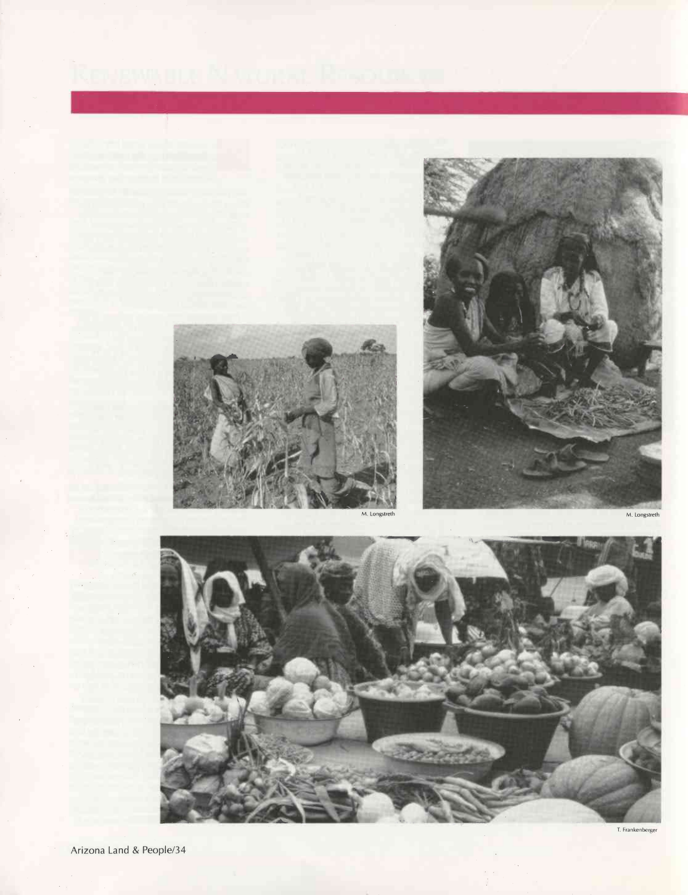M. Longstreth

M. Longstreth

T. Frankenberger